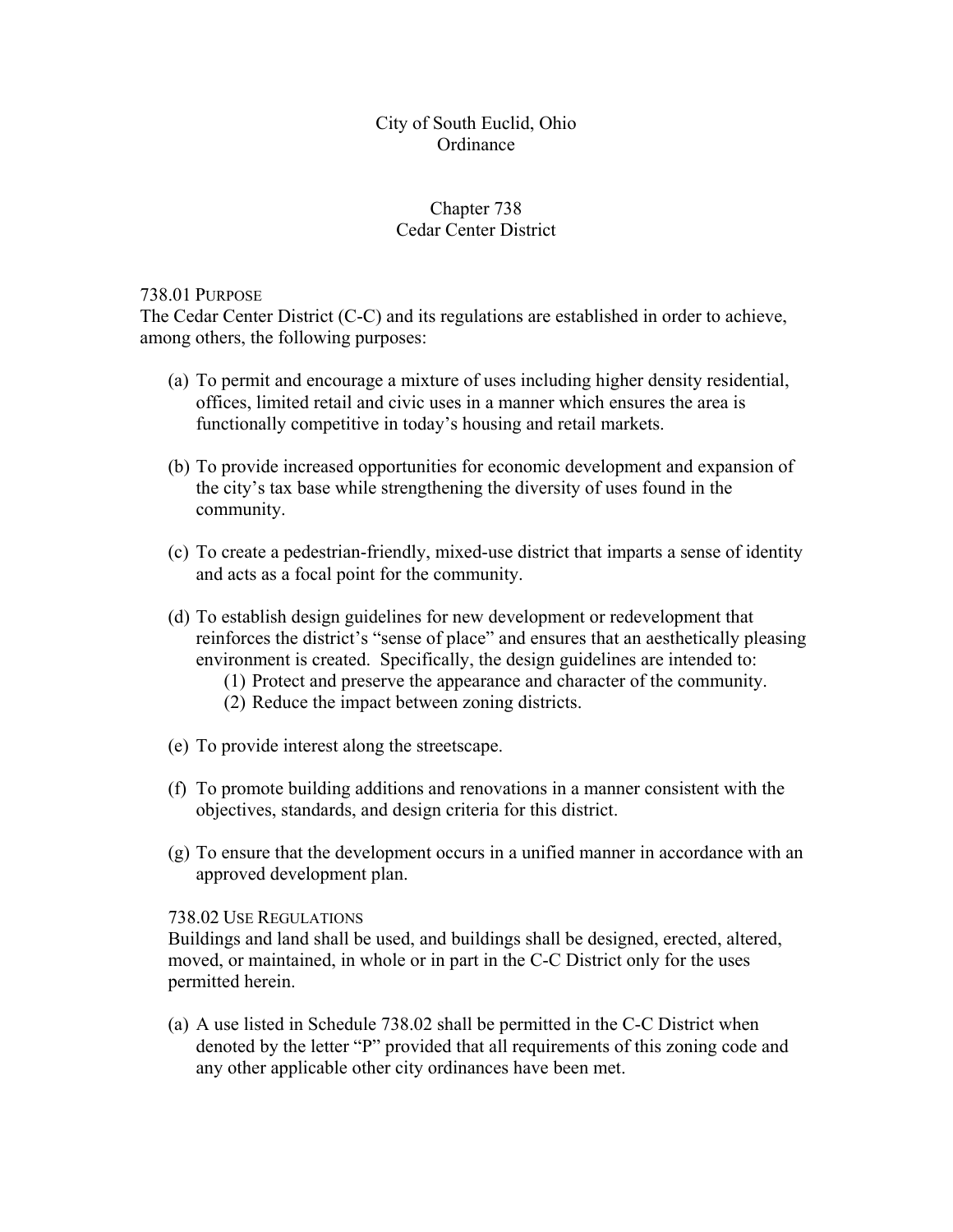City of South Euclid, Ohio
Ordinance

# Chapter 738
# Cedar Center District

## 738.01 Purpose

The Cedar Center District (C-C) and its regulations are established in order to achieve, among others, the following purposes:

(a) To permit and encourage a mixture of uses including higher density residential, offices, limited retail and civic uses in a manner which ensures the area is functionally competitive in today's housing and retail markets.

(b) To provide increased opportunities for economic development and expansion of the city's tax base while strengthening the diversity of uses found in the community.

(c) To create a pedestrian-friendly, mixed-use district that imparts a sense of identity and acts as a focal point for the community.

(d) To establish design guidelines for new development or redevelopment that reinforces the district's "sense of place" and ensures that an aesthetically pleasing environment is created. Specifically, the design guidelines are intended to:
   (1) Protect and preserve the appearance and character of the community.
   (2) Reduce the impact between zoning districts.

(e) To provide interest along the streetscape.

(f) To promote building additions and renovations in a manner consistent with the objectives, standards, and design criteria for this district.

(g) To ensure that the development occurs in a unified manner in accordance with an approved development plan.

## 738.02 Use Regulations

Buildings and land shall be used, and buildings shall be designed, erected, altered, moved, or maintained, in whole or in part in the C-C District only for the uses permitted herein.

(a) A use listed in Schedule 738.02 shall be permitted in the C-C District when denoted by the letter "P" provided that all requirements of this zoning code and any other applicable other city ordinances have been met.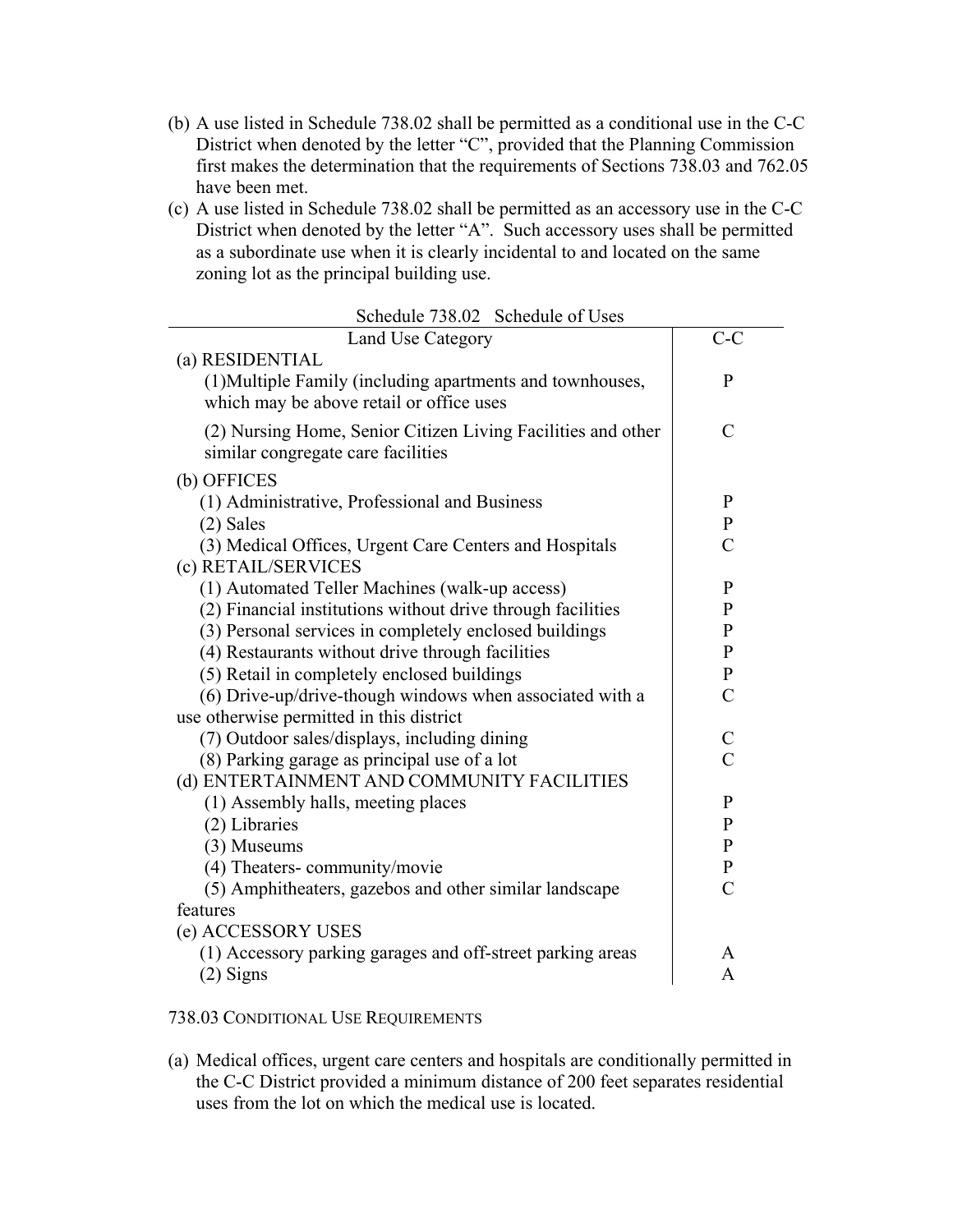(b) A use listed in Schedule 738.02 shall be permitted as a conditional use in the C-C District when denoted by the letter "C", provided that the Planning Commission first makes the determination that the requirements of Sections 738.03 and 762.05 have been met.

(c) A use listed in Schedule 738.02 shall be permitted as an accessory use in the C-C District when denoted by the letter "A". Such accessory uses shall be permitted as a subordinate use when it is clearly incidental to and located on the same zoning lot as the principal building use.

Schedule 738.02 Schedule of Uses

| Land Use Category | C-C |
|---|---|
| (a) RESIDENTIAL | |
| (1)Multiple Family (including apartments and townhouses, which may be above retail or office uses | P |
| (2) Nursing Home, Senior Citizen Living Facilities and other similar congregate care facilities | C |
| (b) OFFICES | |
| (1) Administrative, Professional and Business | P |
| (2) Sales | P |
| (3) Medical Offices, Urgent Care Centers and Hospitals | C |
| (c) RETAIL/SERVICES | |
| (1) Automated Teller Machines (walk-up access) | P |
| (2) Financial institutions without drive through facilities | P |
| (3) Personal services in completely enclosed buildings | P |
| (4) Restaurants without drive through facilities | P |
| (5) Retail in completely enclosed buildings | P |
| (6) Drive-up/drive-though windows when associated with a use otherwise permitted in this district | C |
| (7) Outdoor sales/displays, including dining | C |
| (8) Parking garage as principal use of a lot | C |
| (d) ENTERTAINMENT AND COMMUNITY FACILITIES | |
| (1) Assembly halls, meeting places | P |
| (2) Libraries | P |
| (3) Museums | P |
| (4) Theaters- community/movie | P |
| (5) Amphitheaters, gazebos and other similar landscape features | C |
| (e) ACCESSORY USES | |
| (1) Accessory parking garages and off-street parking areas | A |
| (2) Signs | A |

738.03 CONDITIONAL USE REQUIREMENTS

(a) Medical offices, urgent care centers and hospitals are conditionally permitted in the C-C District provided a minimum distance of 200 feet separates residential uses from the lot on which the medical use is located.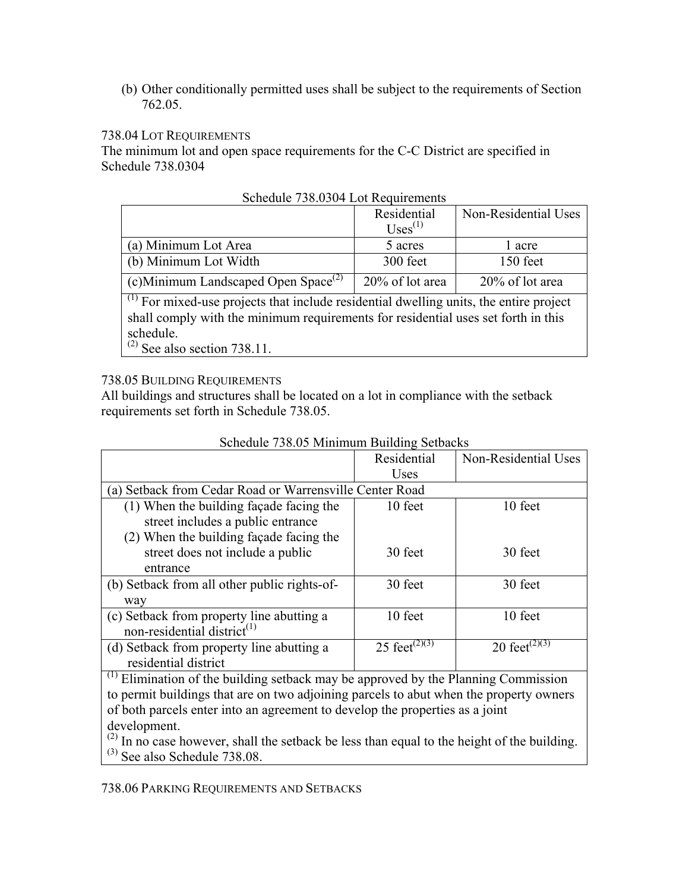(b) Other conditionally permitted uses shall be subject to the requirements of Section 762.05.

738.04 LOT REQUIREMENTS

The minimum lot and open space requirements for the C-C District are specified in Schedule 738.0304

Schedule 738.0304 Lot Requirements

| | Residential Uses[1] | Non-Residential Uses |
|---|---|---|
| (a) Minimum Lot Area | 5 acres | 1 acre |
| (b) Minimum Lot Width | 300 feet | 150 feet |
| (c)Minimum Landscaped Open Space[2] | 20% of lot area | 20% of lot area |

[1] For mixed-use projects that include residential dwelling units, the entire project shall comply with the minimum requirements for residential uses set forth in this schedule.
[2] See also section 738.11.

738.05 BUILDING REQUIREMENTS

All buildings and structures shall be located on a lot in compliance with the setback requirements set forth in Schedule 738.05.

Schedule 738.05 Minimum Building Setbacks

| | Residential Uses | Non-Residential Uses |
|---|---|---|
| (a) Setback from Cedar Road or Warrensville Center Road | | |
| (1) When the building façade facing the street includes a public entrance | 10 feet | 10 feet |
| (2) When the building façade facing the street does not include a public entrance | 30 feet | 30 feet |
| (b) Setback from all other public rights-of-way | 30 feet | 30 feet |
| (c) Setback from property line abutting a non-residential district[1] | 10 feet | 10 feet |
| (d) Setback from property line abutting a residential district | 25 feet[2][3] | 20 feet[2][3] |

[1] Elimination of the building setback may be approved by the Planning Commission to permit buildings that are on two adjoining parcels to abut when the property owners of both parcels enter into an agreement to develop the properties as a joint development.
[2] In no case however, shall the setback be less than equal to the height of the building.
[3] See also Schedule 738.08.

738.06 PARKING REQUIREMENTS AND SETBACKS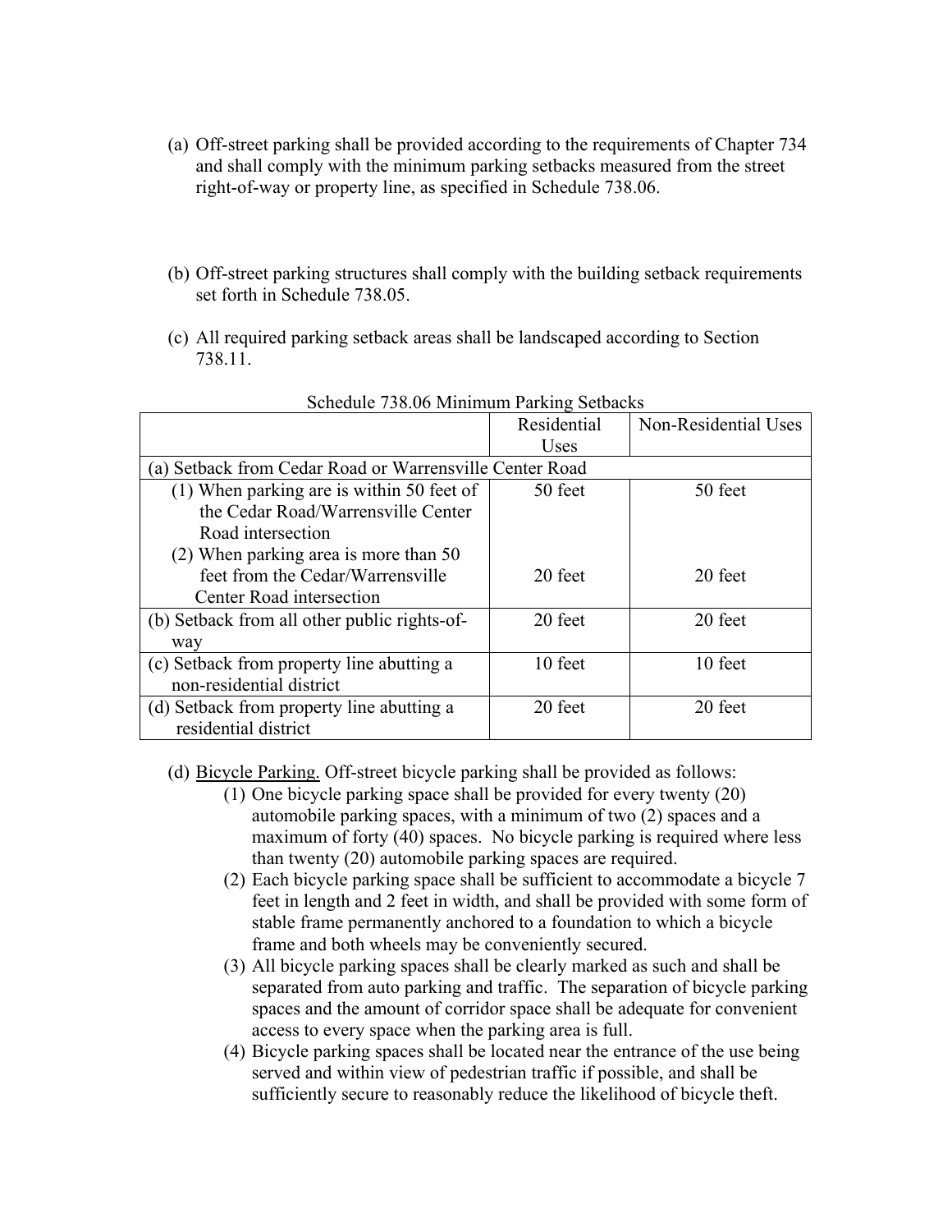(a) Off-street parking shall be provided according to the requirements of Chapter 734 and shall comply with the minimum parking setbacks measured from the street right-of-way or property line, as specified in Schedule 738.06.

(b) Off-street parking structures shall comply with the building setback requirements set forth in Schedule 738.05.

(c) All required parking setback areas shall be landscaped according to Section 738.11.

Schedule 738.06 Minimum Parking Setbacks

| | Residential Uses | Non-Residential Uses |
|---|---|---|
| (a) Setback from Cedar Road or Warrensville Center Road | | |
| (1) When parking are is within 50 feet of the Cedar Road/Warrensville Center Road intersection | 50 feet | 50 feet |
| (2) When parking area is more than 50 feet from the Cedar/Warrensville Center Road intersection | 20 feet | 20 feet |
| (b) Setback from all other public rights-of-way | 20 feet | 20 feet |
| (c) Setback from property line abutting a non-residential district | 10 feet | 10 feet |
| (d) Setback from property line abutting a residential district | 20 feet | 20 feet |

(d) <u>Bicycle Parking.</u> Off-street bicycle parking shall be provided as follows:

(1) One bicycle parking space shall be provided for every twenty (20) automobile parking spaces, with a minimum of two (2) spaces and a maximum of forty (40) spaces. No bicycle parking is required where less than twenty (20) automobile parking spaces are required.

(2) Each bicycle parking space shall be sufficient to accommodate a bicycle 7 feet in length and 2 feet in width, and shall be provided with some form of stable frame permanently anchored to a foundation to which a bicycle frame and both wheels may be conveniently secured.

(3) All bicycle parking spaces shall be clearly marked as such and shall be separated from auto parking and traffic. The separation of bicycle parking spaces and the amount of corridor space shall be adequate for convenient access to every space when the parking area is full.

(4) Bicycle parking spaces shall be located near the entrance of the use being served and within view of pedestrian traffic if possible, and shall be sufficiently secure to reasonably reduce the likelihood of bicycle theft.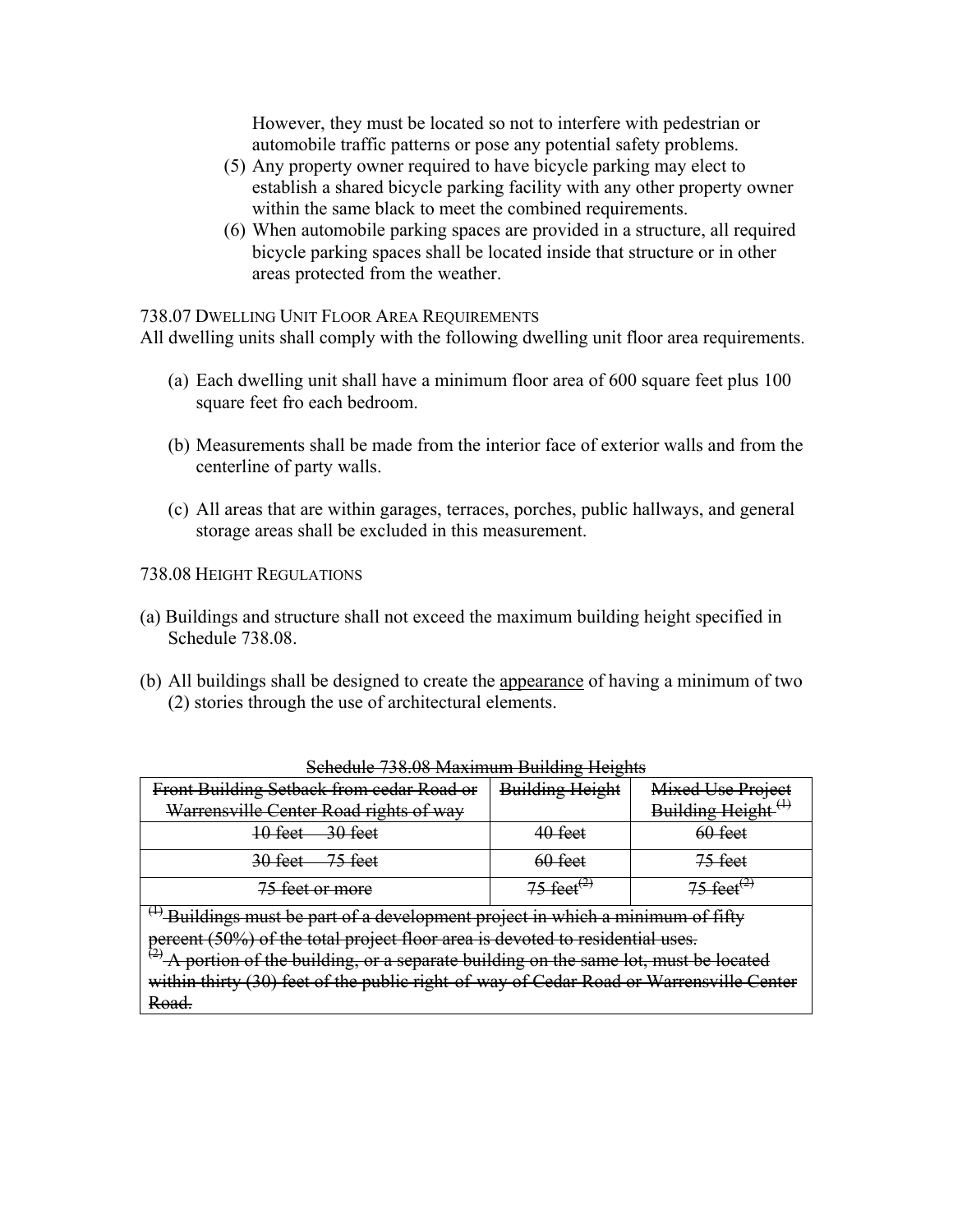However, they must be located so not to interfere with pedestrian or automobile traffic patterns or pose any potential safety problems.

(5) Any property owner required to have bicycle parking may elect to establish a shared bicycle parking facility with any other property owner within the same black to meet the combined requirements.

(6) When automobile parking spaces are provided in a structure, all required bicycle parking spaces shall be located inside that structure or in other areas protected from the weather.

738.07 DWELLING UNIT FLOOR AREA REQUIREMENTS

All dwelling units shall comply with the following dwelling unit floor area requirements.

(a) Each dwelling unit shall have a minimum floor area of 600 square feet plus 100 square feet fro each bedroom.

(b) Measurements shall be made from the interior face of exterior walls and from the centerline of party walls.

(c) All areas that are within garages, terraces, porches, public hallways, and general storage areas shall be excluded in this measurement.

738.08 HEIGHT REGULATIONS

(a) Buildings and structure shall not exceed the maximum building height specified in Schedule 738.08.

(b) All buildings shall be designed to create the <u>appearance</u> of having a minimum of two (2) stories through the use of architectural elements.

~~Schedule 738.08 Maximum Building Heights~~

| ~~Front Building Setback from cedar Road or Warrensville Center Road rights of way~~ | ~~Building Height~~ | ~~Mixed Use Project Building Height~~ [(1)] |
|---|---|---|
| ~~10 feet – 30 feet~~ | ~~40 feet~~ | ~~60 feet~~ |
| ~~30 feet – 75 feet~~ | ~~60 feet~~ | ~~75 feet~~ |
| ~~75 feet or more~~ | ~~75 feet~~[(2)] | ~~75 feet~~[(2)] |

[(1)] ~~Buildings must be part of a development project in which a minimum of fifty percent (50%) of the total project floor area is devoted to residential uses.~~

[(2)] ~~A portion of the building, or a separate building on the same lot, must be located within thirty (30) feet of the public right-of-way of Cedar Road or Warrensville Center Road.~~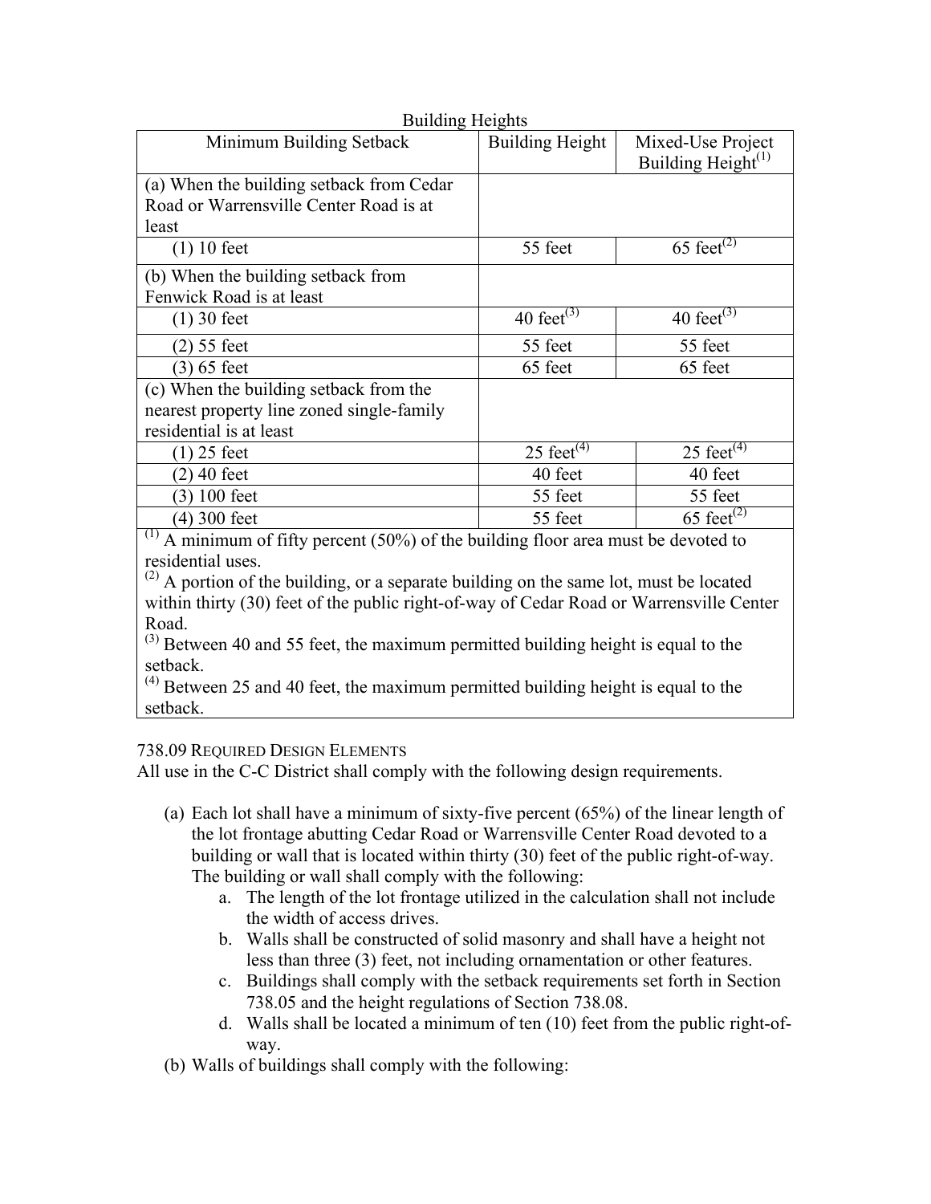Building Heights

| Minimum Building Setback | Building Height | Mixed-Use Project Building Height[1] |
|---|---|---|
| (a) When the building setback from Cedar Road or Warrensville Center Road is at least | | |
| (1) 10 feet | 55 feet | 65 feet[2] |
| (b) When the building setback from Fenwick Road is at least | | |
| (1) 30 feet | 40 feet[3] | 40 feet[3] |
| (2) 55 feet | 55 feet | 55 feet |
| (3) 65 feet | 65 feet | 65 feet |
| (c) When the building setback from the nearest property line zoned single-family residential is at least | | |
| (1) 25 feet | 25 feet[4] | 25 feet[4] |
| (2) 40 feet | 40 feet | 40 feet |
| (3) 100 feet | 55 feet | 55 feet |
| (4) 300 feet | 55 feet | 65 feet[2] |

[1] A minimum of fifty percent (50%) of the building floor area must be devoted to residential uses.
[2] A portion of the building, or a separate building on the same lot, must be located within thirty (30) feet of the public right-of-way of Cedar Road or Warrensville Center Road.
[3] Between 40 and 55 feet, the maximum permitted building height is equal to the setback.
[4] Between 25 and 40 feet, the maximum permitted building height is equal to the setback.

## 738.09 Required Design Elements

All use in the C-C District shall comply with the following design requirements.

(a) Each lot shall have a minimum of sixty-five percent (65%) of the linear length of the lot frontage abutting Cedar Road or Warrensville Center Road devoted to a building or wall that is located within thirty (30) feet of the public right-of-way. The building or wall shall comply with the following:

  a. The length of the lot frontage utilized in the calculation shall not include the width of access drives.
  b. Walls shall be constructed of solid masonry and shall have a height not less than three (3) feet, not including ornamentation or other features.
  c. Buildings shall comply with the setback requirements set forth in Section 738.05 and the height regulations of Section 738.08.
  d. Walls shall be located a minimum of ten (10) feet from the public right-of-way.

(b) Walls of buildings shall comply with the following: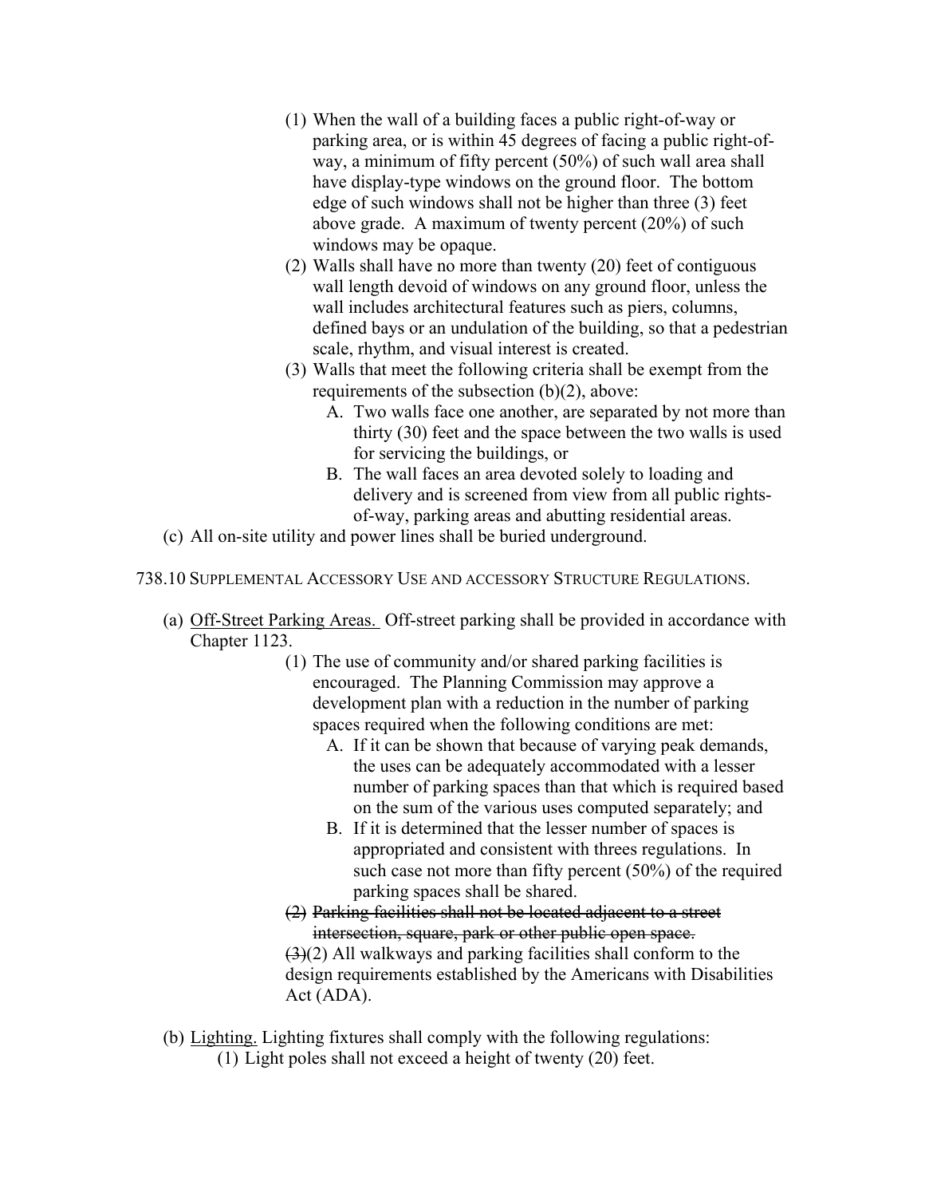(1) When the wall of a building faces a public right-of-way or parking area, or is within 45 degrees of facing a public right-of-way, a minimum of fifty percent (50%) of such wall area shall have display-type windows on the ground floor. The bottom edge of such windows shall not be higher than three (3) feet above grade. A maximum of twenty percent (20%) of such windows may be opaque.

(2) Walls shall have no more than twenty (20) feet of contiguous wall length devoid of windows on any ground floor, unless the wall includes architectural features such as piers, columns, defined bays or an undulation of the building, so that a pedestrian scale, rhythm, and visual interest is created.

(3) Walls that meet the following criteria shall be exempt from the requirements of the subsection (b)(2), above:

A. Two walls face one another, are separated by not more than thirty (30) feet and the space between the two walls is used for servicing the buildings, or

B. The wall faces an area devoted solely to loading and delivery and is screened from view from all public rights-of-way, parking areas and abutting residential areas.

(c) All on-site utility and power lines shall be buried underground.

738.10 SUPPLEMENTAL ACCESSORY USE AND ACCESSORY STRUCTURE REGULATIONS.

(a) Off-Street Parking Areas. Off-street parking shall be provided in accordance with Chapter 1123.

(1) The use of community and/or shared parking facilities is encouraged. The Planning Commission may approve a development plan with a reduction in the number of parking spaces required when the following conditions are met:

A. If it can be shown that because of varying peak demands, the uses can be adequately accommodated with a lesser number of parking spaces than that which is required based on the sum of the various uses computed separately; and

B. If it is determined that the lesser number of spaces is appropriated and consistent with threes regulations. In such case not more than fifty percent (50%) of the required parking spaces shall be shared.

~~(2) Parking facilities shall not be located adjacent to a street intersection, square, park or other public open space.~~

~~(3)~~(2) All walkways and parking facilities shall conform to the design requirements established by the Americans with Disabilities Act (ADA).

(b) Lighting. Lighting fixtures shall comply with the following regulations:

(1) Light poles shall not exceed a height of twenty (20) feet.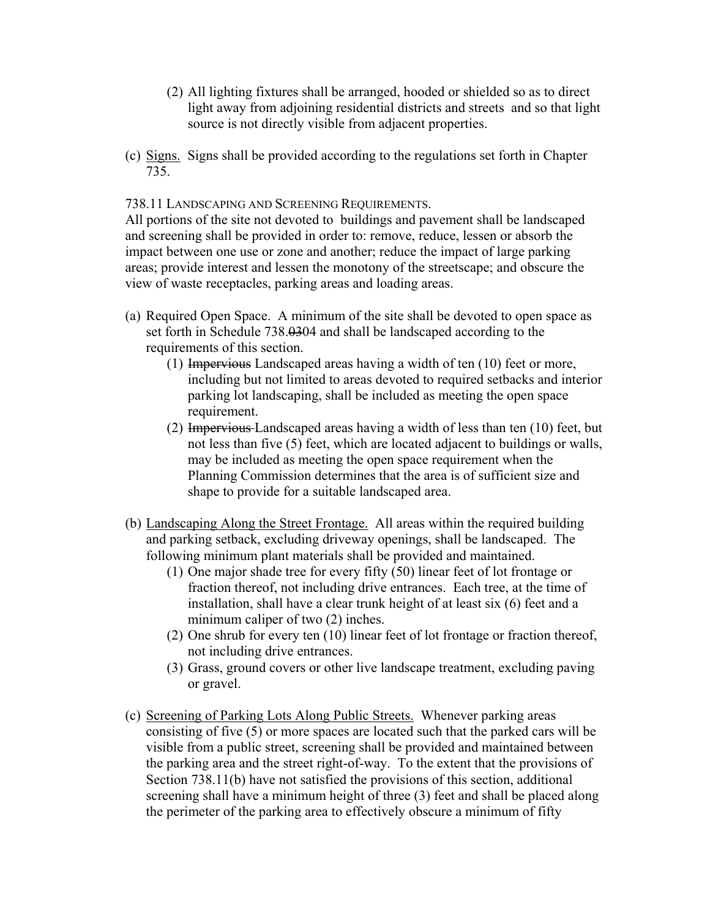(2) All lighting fixtures shall be arranged, hooded or shielded so as to direct light away from adjoining residential districts and streets and so that light source is not directly visible from adjacent properties.

(c) Signs. Signs shall be provided according to the regulations set forth in Chapter 735.

738.11 LANDSCAPING AND SCREENING REQUIREMENTS.

All portions of the site not devoted to buildings and pavement shall be landscaped and screening shall be provided in order to: remove, reduce, lessen or absorb the impact between one use or zone and another; reduce the impact of large parking areas; provide interest and lessen the monotony of the streetscape; and obscure the view of waste receptacles, parking areas and loading areas.

(a) Required Open Space. A minimum of the site shall be devoted to open space as set forth in Schedule 738.~~03~~04 and shall be landscaped according to the requirements of this section.

   (1) ~~Impervious~~ Landscaped areas having a width of ten (10) feet or more, including but not limited to areas devoted to required setbacks and interior parking lot landscaping, shall be included as meeting the open space requirement.

   (2) ~~Impervious~~ Landscaped areas having a width of less than ten (10) feet, but not less than five (5) feet, which are located adjacent to buildings or walls, may be included as meeting the open space requirement when the Planning Commission determines that the area is of sufficient size and shape to provide for a suitable landscaped area.

(b) Landscaping Along the Street Frontage. All areas within the required building and parking setback, excluding driveway openings, shall be landscaped. The following minimum plant materials shall be provided and maintained.

   (1) One major shade tree for every fifty (50) linear feet of lot frontage or fraction thereof, not including drive entrances. Each tree, at the time of installation, shall have a clear trunk height of at least six (6) feet and a minimum caliper of two (2) inches.

   (2) One shrub for every ten (10) linear feet of lot frontage or fraction thereof, not including drive entrances.

   (3) Grass, ground covers or other live landscape treatment, excluding paving or gravel.

(c) Screening of Parking Lots Along Public Streets. Whenever parking areas consisting of five (5) or more spaces are located such that the parked cars will be visible from a public street, screening shall be provided and maintained between the parking area and the street right-of-way. To the extent that the provisions of Section 738.11(b) have not satisfied the provisions of this section, additional screening shall have a minimum height of three (3) feet and shall be placed along the perimeter of the parking area to effectively obscure a minimum of fifty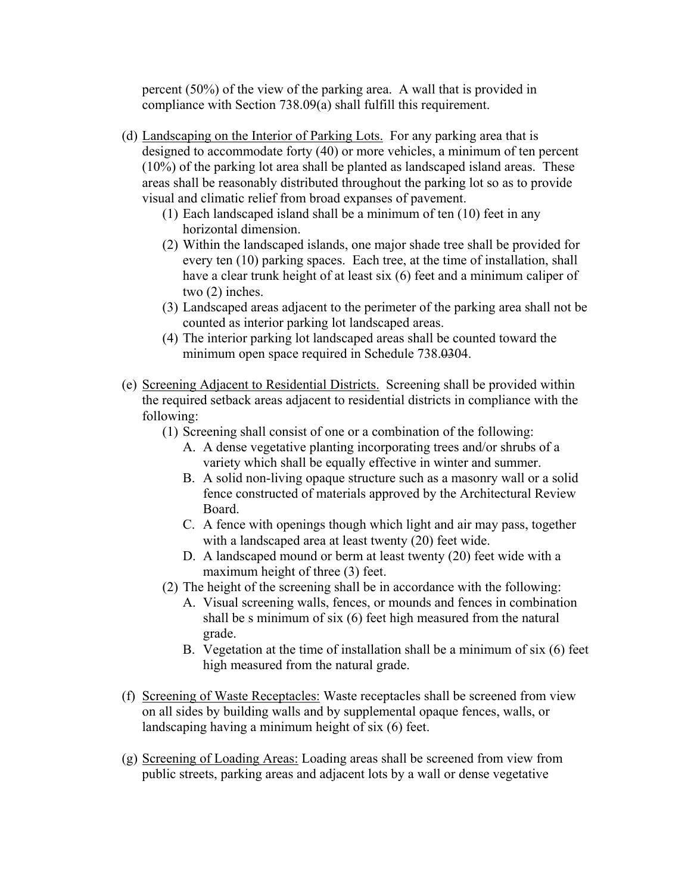percent (50%) of the view of the parking area. A wall that is provided in compliance with Section 738.09(a) shall fulfill this requirement.

(d) Landscaping on the Interior of Parking Lots. For any parking area that is designed to accommodate forty (40) or more vehicles, a minimum of ten percent (10%) of the parking lot area shall be planted as landscaped island areas. These areas shall be reasonably distributed throughout the parking lot so as to provide visual and climatic relief from broad expanses of pavement.

   (1) Each landscaped island shall be a minimum of ten (10) feet in any horizontal dimension.
   (2) Within the landscaped islands, one major shade tree shall be provided for every ten (10) parking spaces. Each tree, at the time of installation, shall have a clear trunk height of at least six (6) feet and a minimum caliper of two (2) inches.
   (3) Landscaped areas adjacent to the perimeter of the parking area shall not be counted as interior parking lot landscaped areas.
   (4) The interior parking lot landscaped areas shall be counted toward the minimum open space required in Schedule 738.~~03~~04.

(e) Screening Adjacent to Residential Districts. Screening shall be provided within the required setback areas adjacent to residential districts in compliance with the following:

   (1) Screening shall consist of one or a combination of the following:
      A. A dense vegetative planting incorporating trees and/or shrubs of a variety which shall be equally effective in winter and summer.
      B. A solid non-living opaque structure such as a masonry wall or a solid fence constructed of materials approved by the Architectural Review Board.
      C. A fence with openings though which light and air may pass, together with a landscaped area at least twenty (20) feet wide.
      D. A landscaped mound or berm at least twenty (20) feet wide with a maximum height of three (3) feet.
   (2) The height of the screening shall be in accordance with the following:
      A. Visual screening walls, fences, or mounds and fences in combination shall be s minimum of six (6) feet high measured from the natural grade.
      B. Vegetation at the time of installation shall be a minimum of six (6) feet high measured from the natural grade.

(f) Screening of Waste Receptacles: Waste receptacles shall be screened from view on all sides by building walls and by supplemental opaque fences, walls, or landscaping having a minimum height of six (6) feet.

(g) Screening of Loading Areas: Loading areas shall be screened from view from public streets, parking areas and adjacent lots by a wall or dense vegetative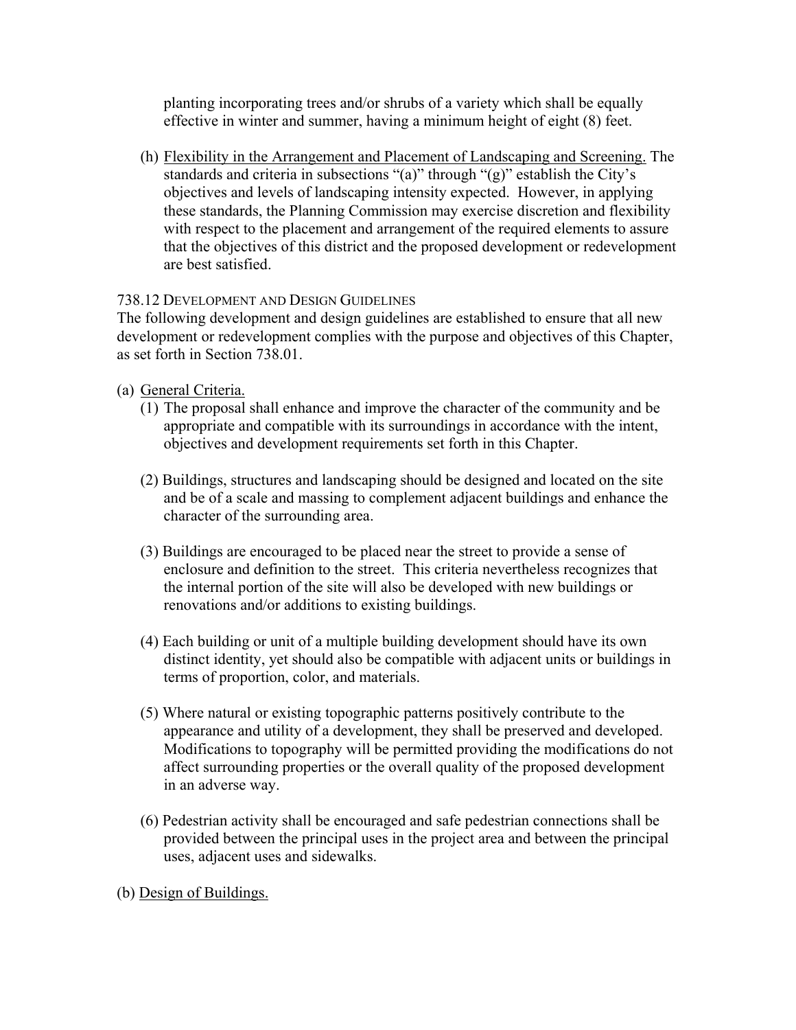planting incorporating trees and/or shrubs of a variety which shall be equally effective in winter and summer, having a minimum height of eight (8) feet.

(h) Flexibility in the Arrangement and Placement of Landscaping and Screening. The standards and criteria in subsections "(a)" through "(g)" establish the City's objectives and levels of landscaping intensity expected. However, in applying these standards, the Planning Commission may exercise discretion and flexibility with respect to the placement and arrangement of the required elements to assure that the objectives of this district and the proposed development or redevelopment are best satisfied.

738.12 DEVELOPMENT AND DESIGN GUIDELINES

The following development and design guidelines are established to ensure that all new development or redevelopment complies with the purpose and objectives of this Chapter, as set forth in Section 738.01.

(a) General Criteria.

(1) The proposal shall enhance and improve the character of the community and be appropriate and compatible with its surroundings in accordance with the intent, objectives and development requirements set forth in this Chapter.

(2) Buildings, structures and landscaping should be designed and located on the site and be of a scale and massing to complement adjacent buildings and enhance the character of the surrounding area.

(3) Buildings are encouraged to be placed near the street to provide a sense of enclosure and definition to the street. This criteria nevertheless recognizes that the internal portion of the site will also be developed with new buildings or renovations and/or additions to existing buildings.

(4) Each building or unit of a multiple building development should have its own distinct identity, yet should also be compatible with adjacent units or buildings in terms of proportion, color, and materials.

(5) Where natural or existing topographic patterns positively contribute to the appearance and utility of a development, they shall be preserved and developed. Modifications to topography will be permitted providing the modifications do not affect surrounding properties or the overall quality of the proposed development in an adverse way.

(6) Pedestrian activity shall be encouraged and safe pedestrian connections shall be provided between the principal uses in the project area and between the principal uses, adjacent uses and sidewalks.

(b) Design of Buildings.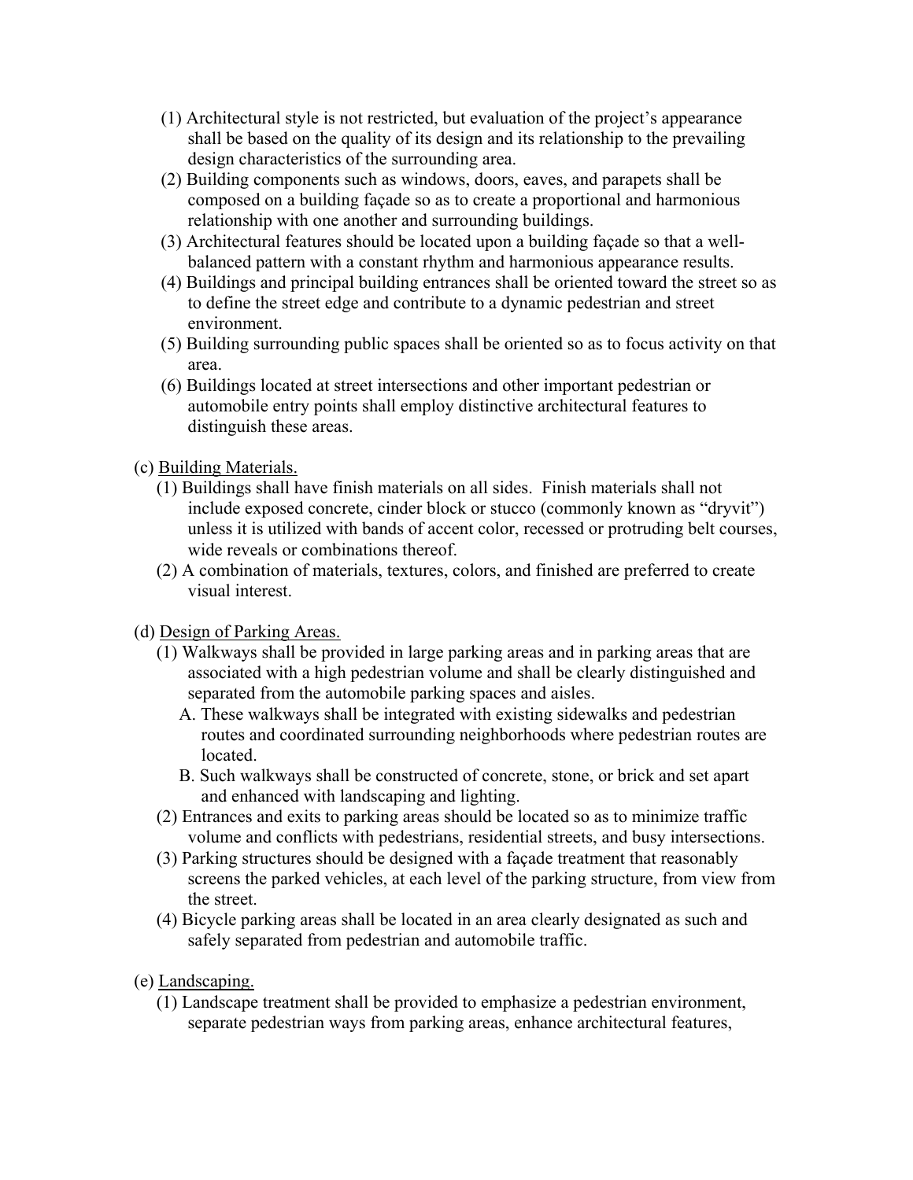(1) Architectural style is not restricted, but evaluation of the project's appearance shall be based on the quality of its design and its relationship to the prevailing design characteristics of the surrounding area.

(2) Building components such as windows, doors, eaves, and parapets shall be composed on a building façade so as to create a proportional and harmonious relationship with one another and surrounding buildings.

(3) Architectural features should be located upon a building façade so that a well-balanced pattern with a constant rhythm and harmonious appearance results.

(4) Buildings and principal building entrances shall be oriented toward the street so as to define the street edge and contribute to a dynamic pedestrian and street environment.

(5) Building surrounding public spaces shall be oriented so as to focus activity on that area.

(6) Buildings located at street intersections and other important pedestrian or automobile entry points shall employ distinctive architectural features to distinguish these areas.

(c) <u>Building Materials.</u>

(1) Buildings shall have finish materials on all sides. Finish materials shall not include exposed concrete, cinder block or stucco (commonly known as "dryvit") unless it is utilized with bands of accent color, recessed or protruding belt courses, wide reveals or combinations thereof.

(2) A combination of materials, textures, colors, and finished are preferred to create visual interest.

(d) <u>Design of Parking Areas.</u>

(1) Walkways shall be provided in large parking areas and in parking areas that are associated with a high pedestrian volume and shall be clearly distinguished and separated from the automobile parking spaces and aisles.

A. These walkways shall be integrated with existing sidewalks and pedestrian routes and coordinated surrounding neighborhoods where pedestrian routes are located.

B. Such walkways shall be constructed of concrete, stone, or brick and set apart and enhanced with landscaping and lighting.

(2) Entrances and exits to parking areas should be located so as to minimize traffic volume and conflicts with pedestrians, residential streets, and busy intersections.

(3) Parking structures should be designed with a façade treatment that reasonably screens the parked vehicles, at each level of the parking structure, from view from the street.

(4) Bicycle parking areas shall be located in an area clearly designated as such and safely separated from pedestrian and automobile traffic.

(e) <u>Landscaping.</u>

(1) Landscape treatment shall be provided to emphasize a pedestrian environment, separate pedestrian ways from parking areas, enhance architectural features,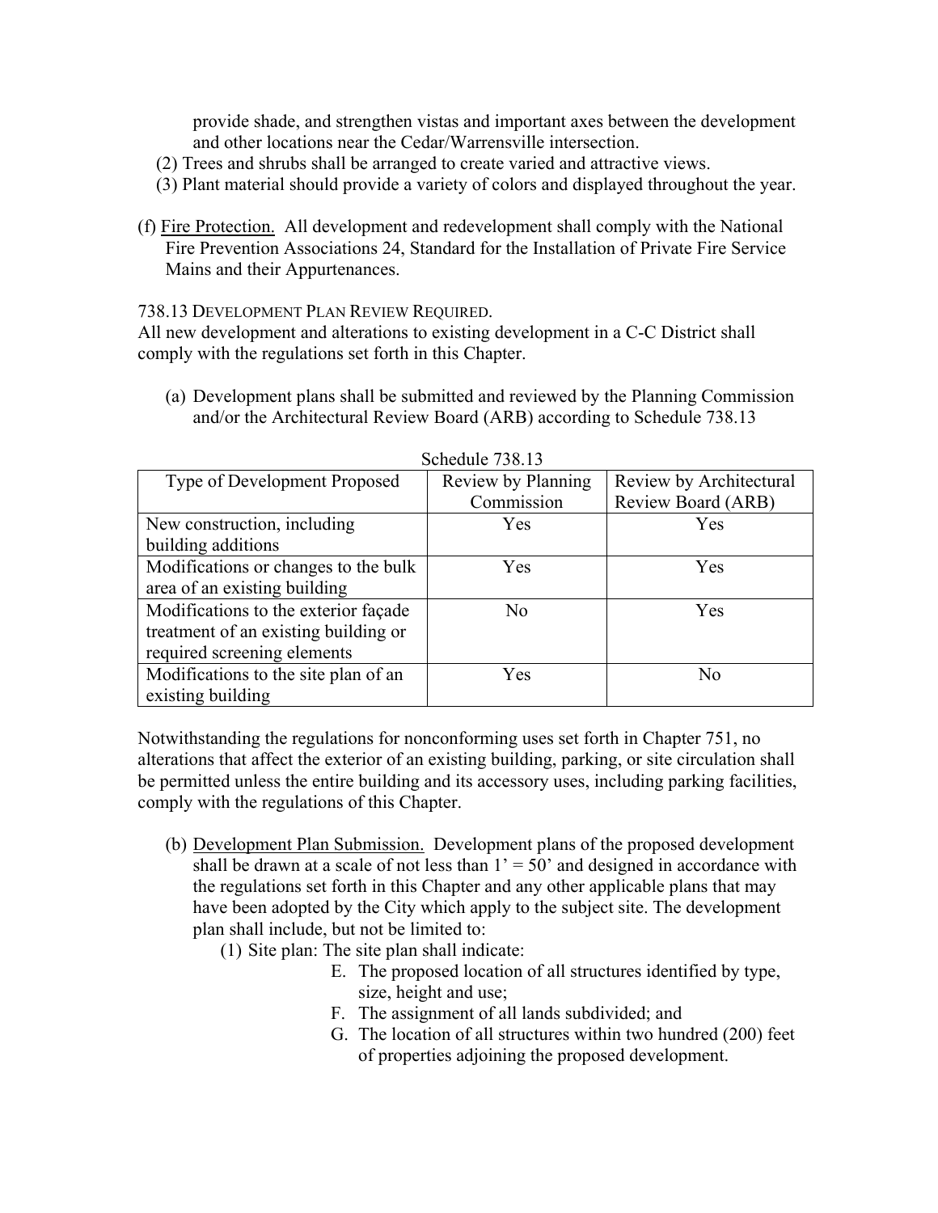provide shade, and strengthen vistas and important axes between the development and other locations near the Cedar/Warrensville intersection.

(2) Trees and shrubs shall be arranged to create varied and attractive views.

(3) Plant material should provide a variety of colors and displayed throughout the year.

(f) Fire Protection. All development and redevelopment shall comply with the National Fire Prevention Associations 24, Standard for the Installation of Private Fire Service Mains and their Appurtenances.

738.13 DEVELOPMENT PLAN REVIEW REQUIRED.

All new development and alterations to existing development in a C-C District shall comply with the regulations set forth in this Chapter.

(a) Development plans shall be submitted and reviewed by the Planning Commission and/or the Architectural Review Board (ARB) according to Schedule 738.13

Schedule 738.13

| Type of Development Proposed | Review by Planning Commission | Review by Architectural Review Board (ARB) |
|---|---|---|
| New construction, including building additions | Yes | Yes |
| Modifications or changes to the bulk area of an existing building | Yes | Yes |
| Modifications to the exterior façade treatment of an existing building or required screening elements | No | Yes |
| Modifications to the site plan of an existing building | Yes | No |

Notwithstanding the regulations for nonconforming uses set forth in Chapter 751, no alterations that affect the exterior of an existing building, parking, or site circulation shall be permitted unless the entire building and its accessory uses, including parking facilities, comply with the regulations of this Chapter.

(b) Development Plan Submission. Development plans of the proposed development shall be drawn at a scale of not less than 1' = 50' and designed in accordance with the regulations set forth in this Chapter and any other applicable plans that may have been adopted by the City which apply to the subject site. The development plan shall include, but not be limited to:

(1) Site plan: The site plan shall indicate:

E. The proposed location of all structures identified by type, size, height and use;

F. The assignment of all lands subdivided; and

G. The location of all structures within two hundred (200) feet of properties adjoining the proposed development.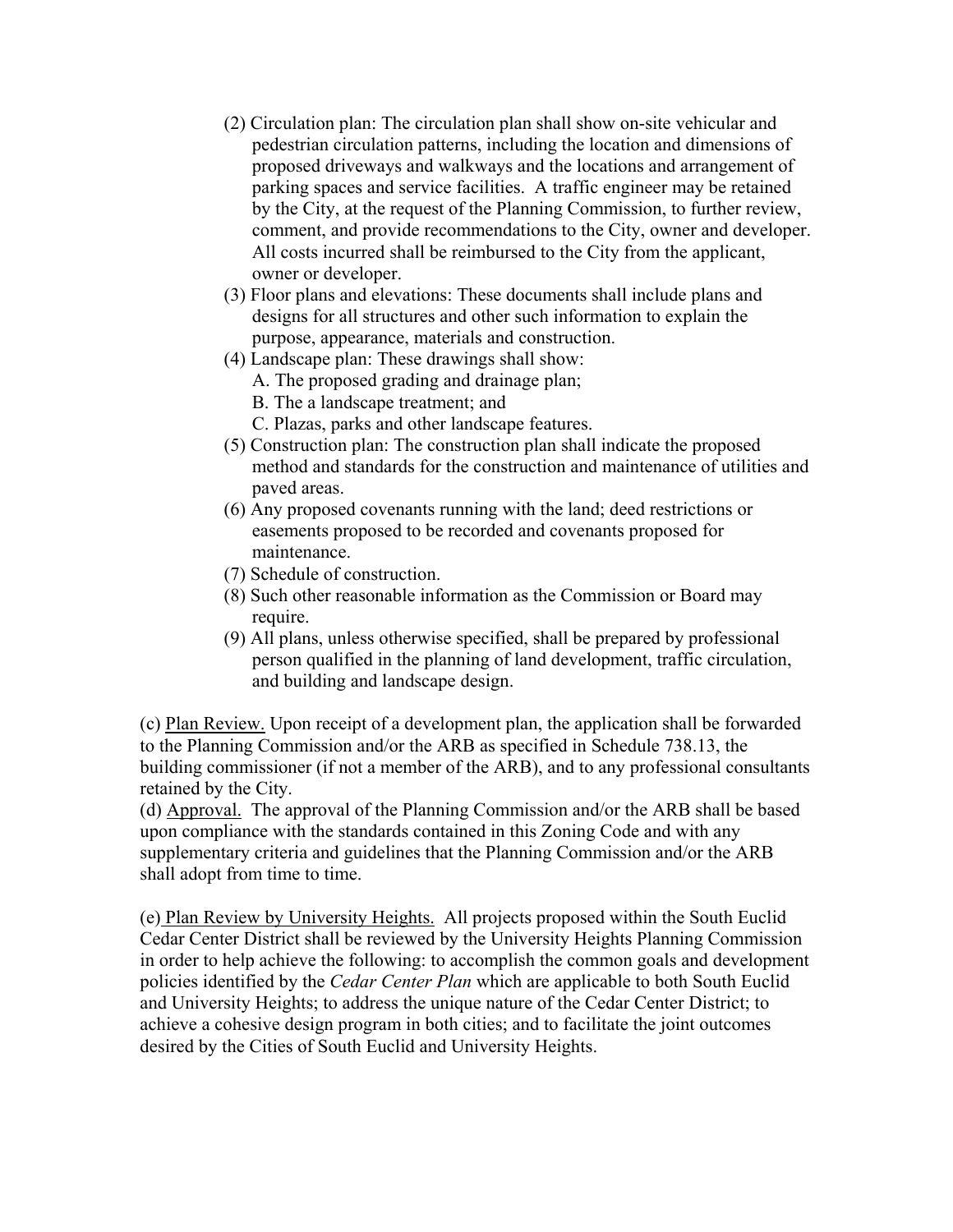(2) Circulation plan: The circulation plan shall show on-site vehicular and pedestrian circulation patterns, including the location and dimensions of proposed driveways and walkways and the locations and arrangement of parking spaces and service facilities. A traffic engineer may be retained by the City, at the request of the Planning Commission, to further review, comment, and provide recommendations to the City, owner and developer. All costs incurred shall be reimbursed to the City from the applicant, owner or developer.

(3) Floor plans and elevations: These documents shall include plans and designs for all structures and other such information to explain the purpose, appearance, materials and construction.

(4) Landscape plan: These drawings shall show:

A. The proposed grading and drainage plan;

B. The a landscape treatment; and

C. Plazas, parks and other landscape features.

(5) Construction plan: The construction plan shall indicate the proposed method and standards for the construction and maintenance of utilities and paved areas.

(6) Any proposed covenants running with the land; deed restrictions or easements proposed to be recorded and covenants proposed for maintenance.

(7) Schedule of construction.

(8) Such other reasonable information as the Commission or Board may require.

(9) All plans, unless otherwise specified, shall be prepared by professional person qualified in the planning of land development, traffic circulation, and building and landscape design.

(c) Plan Review. Upon receipt of a development plan, the application shall be forwarded to the Planning Commission and/or the ARB as specified in Schedule 738.13, the building commissioner (if not a member of the ARB), and to any professional consultants retained by the City.

(d) Approval. The approval of the Planning Commission and/or the ARB shall be based upon compliance with the standards contained in this Zoning Code and with any supplementary criteria and guidelines that the Planning Commission and/or the ARB shall adopt from time to time.

(e) Plan Review by University Heights. All projects proposed within the South Euclid Cedar Center District shall be reviewed by the University Heights Planning Commission in order to help achieve the following: to accomplish the common goals and development policies identified by the *Cedar Center Plan* which are applicable to both South Euclid and University Heights; to address the unique nature of the Cedar Center District; to achieve a cohesive design program in both cities; and to facilitate the joint outcomes desired by the Cities of South Euclid and University Heights.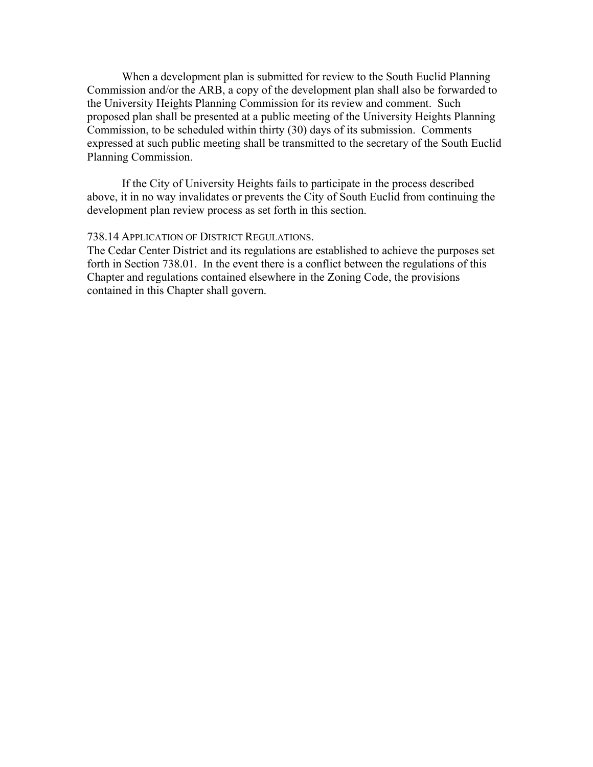When a development plan is submitted for review to the South Euclid Planning Commission and/or the ARB, a copy of the development plan shall also be forwarded to the University Heights Planning Commission for its review and comment. Such proposed plan shall be presented at a public meeting of the University Heights Planning Commission, to be scheduled within thirty (30) days of its submission. Comments expressed at such public meeting shall be transmitted to the secretary of the South Euclid Planning Commission.

If the City of University Heights fails to participate in the process described above, it in no way invalidates or prevents the City of South Euclid from continuing the development plan review process as set forth in this section.

738.14 APPLICATION OF DISTRICT REGULATIONS.

The Cedar Center District and its regulations are established to achieve the purposes set forth in Section 738.01. In the event there is a conflict between the regulations of this Chapter and regulations contained elsewhere in the Zoning Code, the provisions contained in this Chapter shall govern.